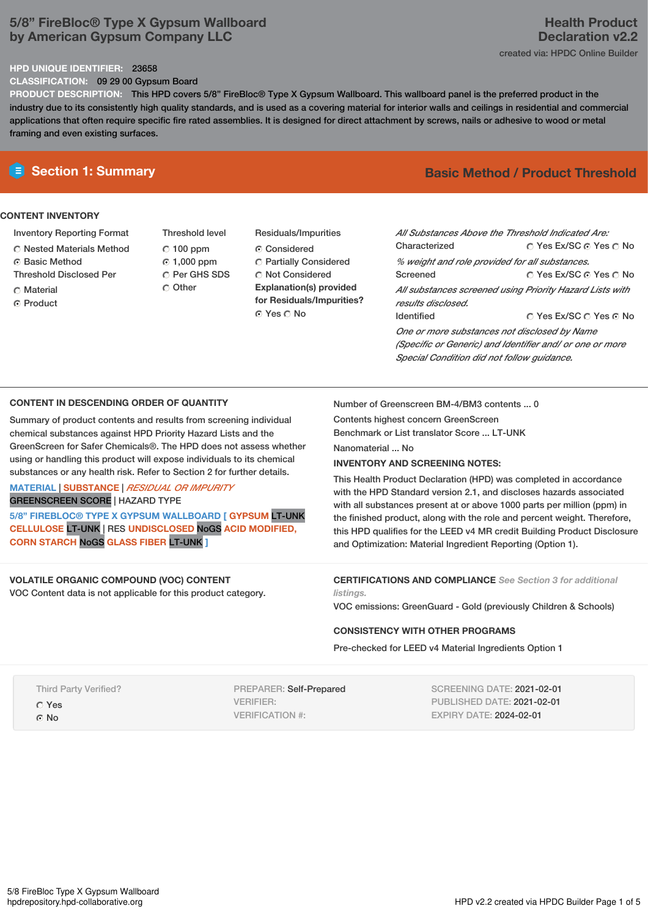# 5/8" FireBloc® Type X Gypsum Wallboard by American Gypsum Company LLC

**Health Product Declaration v2.2**

created via: HPDC Online Builder

**HPD UNIQUE IDENTIFIER:** 23658

**CLASSIFICATION:** 09 29 00 Gypsum Board

**PRODUCT DESCRIPTION:** This HPD covers 5/8" FireBloc® Type X Gypsum Wallboard. This wallboard panel is the preferred product in the industry due to its consistently high quality standards, and is used as a covering material for interior walls and ceilings in residential and commercial applications that often require specific fire rated assemblies. It is designed for direct attachment by screws, nails or adhesive to wood or metal framing and even existing surfaces.

## Section 1: Summary

**Basic Method / Product Threshold**

### CONTENT INVENTORY

Inventory Reporting Format
- ○ Nested Materials Method
- ● Basic Method

Threshold Disclosed Per
- ○ Material
- ● Product

Threshold level
- ○ 100 ppm
- ● 1,000 ppm
- ○ Per GHS SDS
- ○ Other

Residuals/Impurities
- ● Considered
- ○ Partially Considered
- ○ Not Considered

**Explanation(s) provided for Residuals/Impurities?**
● Yes ○ No

*All Substances Above the Threshold Indicated Are:*

Characterized ○ Yes Ex/SC ● Yes ○ No

*% weight and role provided for all substances.*

Screened ○ Yes Ex/SC ● Yes ○ No

*All substances screened using Priority Hazard Lists with results disclosed.*

Identified ○ Yes Ex/SC ○ Yes ● No

*One or more substances not disclosed by Name (Specific or Generic) and Identifier and/ or one or more Special Condition did not follow guidance.*

### CONTENT IN DESCENDING ORDER OF QUANTITY

Summary of product contents and results from screening individual chemical substances against HPD Priority Hazard Lists and the GreenScreen for Safer Chemicals®. The HPD does not assess whether using or handling this product will expose individuals to its chemical substances or any health risk. Refer to Section 2 for further details.

MATERIAL | SUBSTANCE | *RESIDUAL OR IMPURITY*
GREENSCREEN SCORE | HAZARD TYPE

5/8" FIREBLOC® TYPE X GYPSUM WALLBOARD [ GYPSUM LT-UNK CELLULOSE LT-UNK | RES UNDISCLOSED NoGS ACID MODIFIED, CORN STARCH NoGS GLASS FIBER LT-UNK ]

Number of Greenscreen BM-4/BM3 contents ... 0

Contents highest concern GreenScreen Benchmark or List translator Score ... LT-UNK

Nanomaterial ... No

**INVENTORY AND SCREENING NOTES:**

This Health Product Declaration (HPD) was completed in accordance with the HPD Standard version 2.1, and discloses hazards associated with all substances present at or above 1000 parts per million (ppm) in the finished product, along with the role and percent weight. Therefore, this HPD qualifies for the LEED v4 MR credit Building Product Disclosure and Optimization: Material Ingredient Reporting (Option 1).

### VOLATILE ORGANIC COMPOUND (VOC) CONTENT

VOC Content data is not applicable for this product category.

### CERTIFICATIONS AND COMPLIANCE *See Section 3 for additional listings.*

VOC emissions: GreenGuard - Gold (previously Children & Schools)

### CONSISTENCY WITH OTHER PROGRAMS

Pre-checked for LEED v4 Material Ingredients Option 1

Third Party Verified?
- ○ Yes
- ● No

PREPARER: Self-Prepared
VERIFIER:
VERIFICATION #:

SCREENING DATE: 2021-02-01
PUBLISHED DATE: 2021-02-01
EXPIRY DATE: 2024-02-01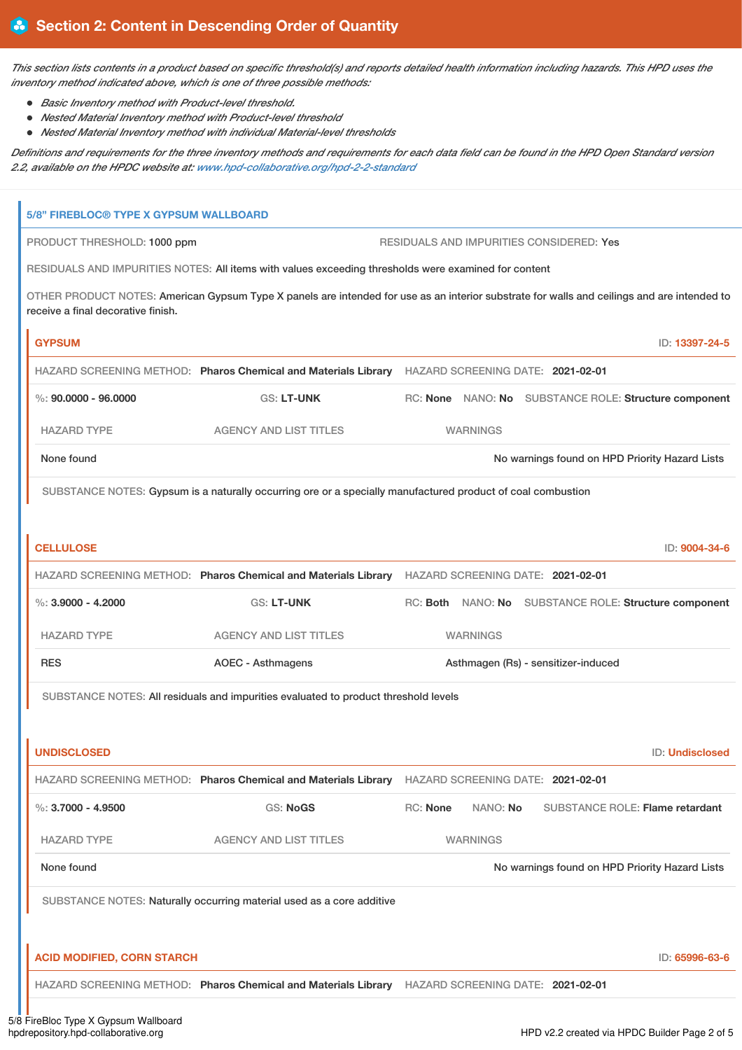## Section 2: Content in Descending Order of Quantity

*This section lists contents in a product based on specific threshold(s) and reports detailed health information including hazards. This HPD uses the inventory method indicated above, which is one of three possible methods:*

- *Basic Inventory method with Product-level threshold.*
- *Nested Material Inventory method with Product-level threshold*
- *Nested Material Inventory method with individual Material-level thresholds*

*Definitions and requirements for the three inventory methods and requirements for each data field can be found in the HPD Open Standard version 2.2, available on the HPDC website at: www.hpd-collaborative.org/hpd-2-2-standard*

### 5/8" FIREBLOC® TYPE X GYPSUM WALLBOARD

PRODUCT THRESHOLD: 1000 ppm

RESIDUALS AND IMPURITIES CONSIDERED: Yes

RESIDUALS AND IMPURITIES NOTES: All items with values exceeding thresholds were examined for content

OTHER PRODUCT NOTES: American Gypsum Type X panels are intended for use as an interior substrate for walls and ceilings and are intended to receive a final decorative finish.

#### GYPSUM

ID: 13397-24-5

HAZARD SCREENING METHOD: **Pharos Chemical and Materials Library** HAZARD SCREENING DATE: **2021-02-01**

%: **90.0000 - 96.0000** GS: **LT-UNK** RC: **None** NANO: **No** SUBSTANCE ROLE: **Structure component**

| HAZARD TYPE | AGENCY AND LIST TITLES | WARNINGS |
|---|---|---|
| None found | | No warnings found on HPD Priority Hazard Lists |

SUBSTANCE NOTES: Gypsum is a naturally occurring ore or a specially manufactured product of coal combustion

#### CELLULOSE

ID: 9004-34-6

HAZARD SCREENING METHOD: **Pharos Chemical and Materials Library** HAZARD SCREENING DATE: **2021-02-01**

%: **3.9000 - 4.2000** GS: **LT-UNK** RC: **Both** NANO: **No** SUBSTANCE ROLE: **Structure component**

| HAZARD TYPE | AGENCY AND LIST TITLES | WARNINGS |
|---|---|---|
| RES | AOEC - Asthmagens | Asthmagen (Rs) - sensitizer-induced |

SUBSTANCE NOTES: All residuals and impurities evaluated to product threshold levels

#### UNDISCLOSED

ID: Undisclosed

HAZARD SCREENING METHOD: **Pharos Chemical and Materials Library** HAZARD SCREENING DATE: **2021-02-01**

%: **3.7000 - 4.9500** GS: **NoGS** RC: **None** NANO: **No** SUBSTANCE ROLE: **Flame retardant**

| HAZARD TYPE | AGENCY AND LIST TITLES | WARNINGS |
|---|---|---|
| None found | | No warnings found on HPD Priority Hazard Lists |

SUBSTANCE NOTES: Naturally occurring material used as a core additive

#### ACID MODIFIED, CORN STARCH

ID: 65996-63-6

HAZARD SCREENING METHOD: **Pharos Chemical and Materials Library** HAZARD SCREENING DATE: **2021-02-01**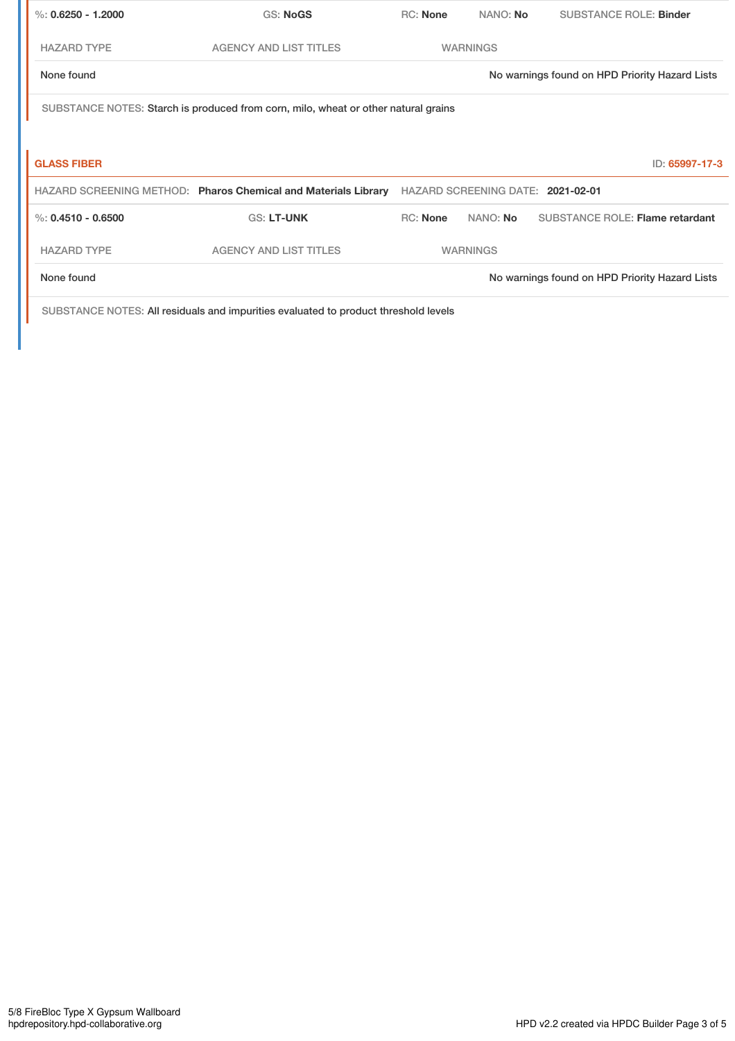| %: **0.6250 - 1.2000** | GS: **NoGS** | RC: **None** | NANO: **No** | SUBSTANCE ROLE: **Binder** |
|---|---|---|---|---|

| HAZARD TYPE | AGENCY AND LIST TITLES | WARNINGS |
|---|---|---|
| None found | | No warnings found on HPD Priority Hazard Lists |

SUBSTANCE NOTES: Starch is produced from corn, milo, wheat or other natural grains

**GLASS FIBER** ID: **65997-17-3**

HAZARD SCREENING METHOD: **Pharos Chemical and Materials Library** HAZARD SCREENING DATE: **2021-02-01**

| %: **0.4510 - 0.6500** | GS: **LT-UNK** | RC: **None** | NANO: **No** | SUBSTANCE ROLE: **Flame retardant** |
|---|---|---|---|---|

| HAZARD TYPE | AGENCY AND LIST TITLES | WARNINGS |
|---|---|---|
| None found | | No warnings found on HPD Priority Hazard Lists |

SUBSTANCE NOTES: All residuals and impurities evaluated to product threshold levels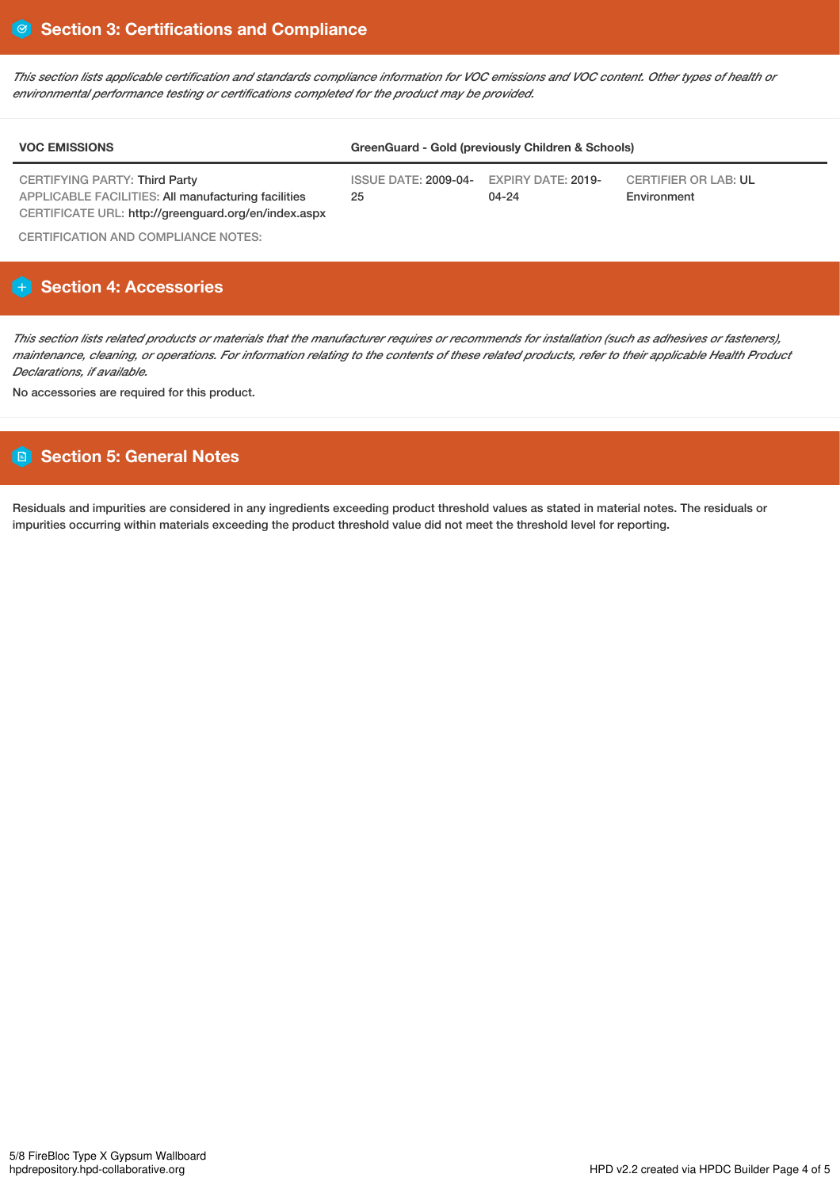## Section 3: Certifications and Compliance

*This section lists applicable certification and standards compliance information for VOC emissions and VOC content. Other types of health or environmental performance testing or certifications completed for the product may be provided.*

| VOC EMISSIONS | GreenGuard - Gold (previously Children & Schools) | | |
|---|---|---|---|
| CERTIFYING PARTY: Third Party<br>APPLICABLE FACILITIES: All manufacturing facilities<br>CERTIFICATE URL: http://greenguard.org/en/index.aspx | ISSUE DATE: 2009-04-25 | EXPIRY DATE: 2019-04-24 | CERTIFIER OR LAB: UL Environment |

CERTIFICATION AND COMPLIANCE NOTES:

## Section 4: Accessories

*This section lists related products or materials that the manufacturer requires or recommends for installation (such as adhesives or fasteners), maintenance, cleaning, or operations. For information relating to the contents of these related products, refer to their applicable Health Product Declarations, if available.*

No accessories are required for this product.

## Section 5: General Notes

Residuals and impurities are considered in any ingredients exceeding product threshold values as stated in material notes. The residuals or impurities occurring within materials exceeding the product threshold value did not meet the threshold level for reporting.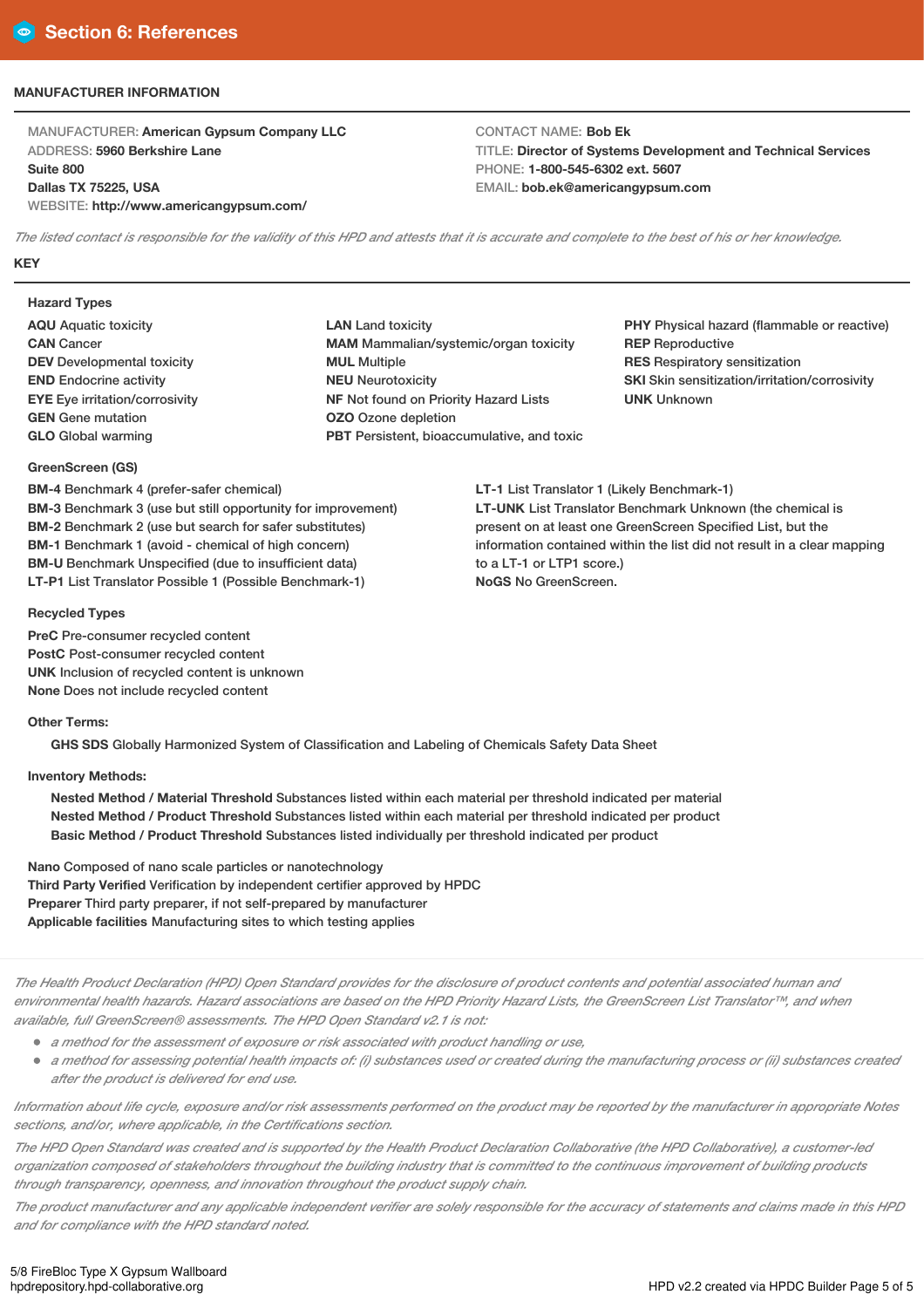# Section 6: References

## MANUFACTURER INFORMATION

MANUFACTURER: **American Gypsum Company LLC**
ADDRESS: **5960 Berkshire Lane**
**Suite 800**
**Dallas TX 75225, USA**
WEBSITE: **http://www.americangypsum.com/**

CONTACT NAME: **Bob Ek**
TITLE: **Director of Systems Development and Technical Services**
PHONE: **1-800-545-6302 ext. 5607**
EMAIL: **bob.ek@americangypsum.com**

*The listed contact is responsible for the validity of this HPD and attests that it is accurate and complete to the best of his or her knowledge.*

## KEY

### Hazard Types

**AQU** Aquatic toxicity
**CAN** Cancer
**DEV** Developmental toxicity
**END** Endocrine activity
**EYE** Eye irritation/corrosivity
**GEN** Gene mutation
**GLO** Global warming
**LAN** Land toxicity
**MAM** Mammalian/systemic/organ toxicity
**MUL** Multiple
**NEU** Neurotoxicity
**NF** Not found on Priority Hazard Lists
**OZO** Ozone depletion
**PBT** Persistent, bioaccumulative, and toxic
**PHY** Physical hazard (flammable or reactive)
**REP** Reproductive
**RES** Respiratory sensitization
**SKI** Skin sensitization/irritation/corrosivity
**UNK** Unknown

### GreenScreen (GS)

**BM-4** Benchmark 4 (prefer-safer chemical)
**BM-3** Benchmark 3 (use but still opportunity for improvement)
**BM-2** Benchmark 2 (use but search for safer substitutes)
**BM-1** Benchmark 1 (avoid - chemical of high concern)
**BM-U** Benchmark Unspecified (due to insufficient data)
**LT-P1** List Translator Possible 1 (Possible Benchmark-1)
**LT-1** List Translator 1 (Likely Benchmark-1)
**LT-UNK** List Translator Benchmark Unknown (the chemical is present on at least one GreenScreen Specified List, but the information contained within the list did not result in a clear mapping to a LT-1 or LTP1 score.)
**NoGS** No GreenScreen.

### Recycled Types

**PreC** Pre-consumer recycled content
**PostC** Post-consumer recycled content
**UNK** Inclusion of recycled content is unknown
**None** Does not include recycled content

### Other Terms:

**GHS SDS** Globally Harmonized System of Classification and Labeling of Chemicals Safety Data Sheet

### Inventory Methods:

**Nested Method / Material Threshold** Substances listed within each material per threshold indicated per material
**Nested Method / Product Threshold** Substances listed within each material per threshold indicated per product
**Basic Method / Product Threshold** Substances listed individually per threshold indicated per product

**Nano** Composed of nano scale particles or nanotechnology
**Third Party Verified** Verification by independent certifier approved by HPDC
**Preparer** Third party preparer, if not self-prepared by manufacturer
**Applicable facilities** Manufacturing sites to which testing applies

*The Health Product Declaration (HPD) Open Standard provides for the disclosure of product contents and potential associated human and environmental health hazards. Hazard associations are based on the HPD Priority Hazard Lists, the GreenScreen List Translator™, and when available, full GreenScreen® assessments. The HPD Open Standard v2.1 is not:*

- *a method for the assessment of exposure or risk associated with product handling or use,*
- *a method for assessing potential health impacts of: (i) substances used or created during the manufacturing process or (ii) substances created after the product is delivered for end use.*

*Information about life cycle, exposure and/or risk assessments performed on the product may be reported by the manufacturer in appropriate Notes sections, and/or, where applicable, in the Certifications section.*

*The HPD Open Standard was created and is supported by the Health Product Declaration Collaborative (the HPD Collaborative), a customer-led organization composed of stakeholders throughout the building industry that is committed to the continuous improvement of building products through transparency, openness, and innovation throughout the product supply chain.*

*The product manufacturer and any applicable independent verifier are solely responsible for the accuracy of statements and claims made in this HPD and for compliance with the HPD standard noted.*